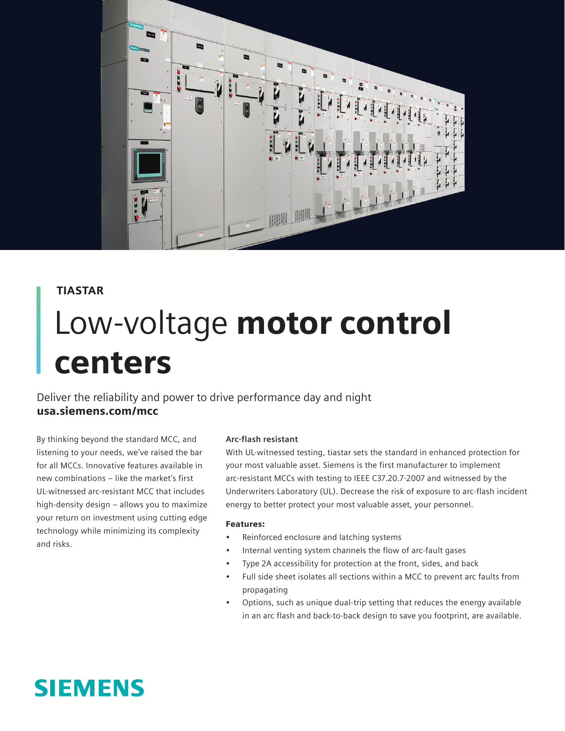TIASTAR

# Low-voltage **motor control centers**

Deliver the reliability and power to drive performance day and night
**usa.siemens.com/mcc**

By thinking beyond the standard MCC, and listening to your needs, we've raised the bar for all MCCs. Innovative features available in new combinations – like the market's first UL-witnessed arc-resistant MCC that includes high-density design – allows you to maximize your return on investment using cutting edge technology while minimizing its complexity and risks.

### Arc-flash resistant

With UL-witnessed testing, tiastar sets the standard in enhanced protection for your most valuable asset. Siemens is the first manufacturer to implement arc-resistant MCCs with testing to IEEE C37.20.7-2007 and witnessed by the Underwriters Laboratory (UL). Decrease the risk of exposure to arc-flash incident energy to better protect your most valuable asset, your personnel.

**Features:**

- Reinforced enclosure and latching systems
- Internal venting system channels the flow of arc-fault gases
- Type 2A accessibility for protection at the front, sides, and back
- Full side sheet isolates all sections within a MCC to prevent arc faults from propagating
- Options, such as unique dual-trip setting that reduces the energy available in an arc flash and back-to-back design to save you footprint, are available.

SIEMENS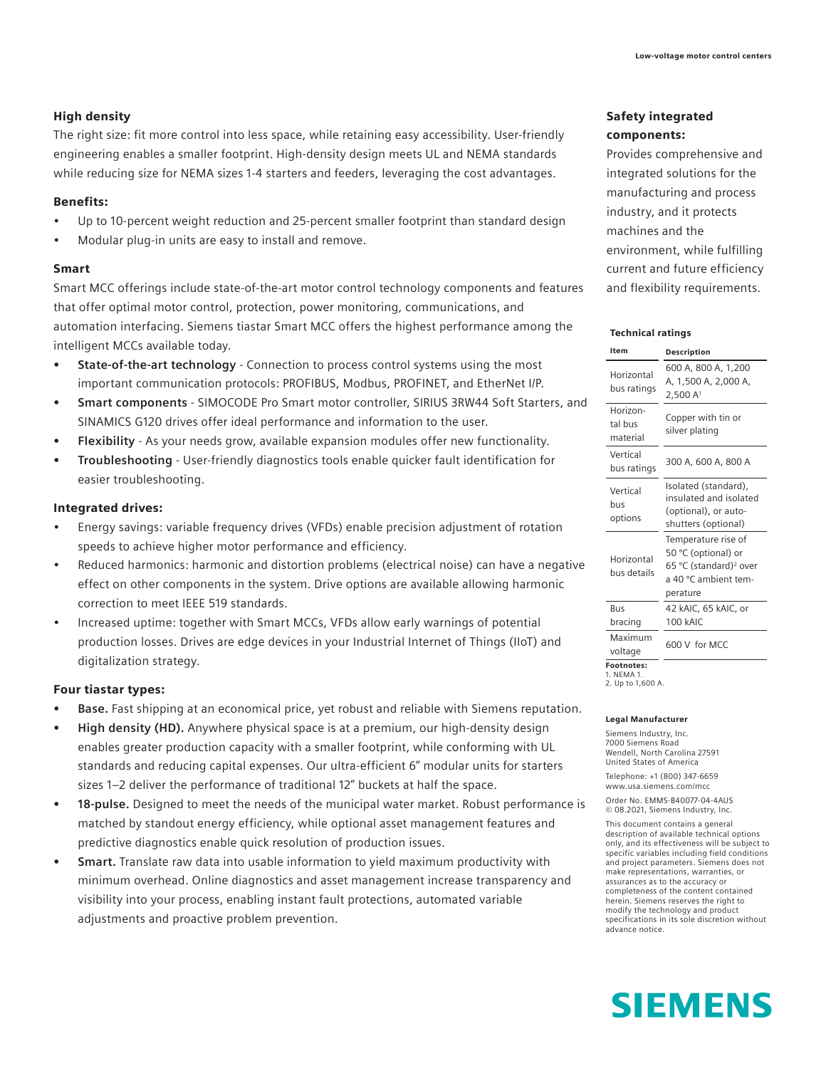## High density

The right size: fit more control into less space, while retaining easy accessibility. User-friendly engineering enables a smaller footprint. High-density design meets UL and NEMA standards while reducing size for NEMA sizes 1-4 starters and feeders, leveraging the cost advantages.

### Benefits:

- Up to 10-percent weight reduction and 25-percent smaller footprint than standard design
- Modular plug-in units are easy to install and remove.

## Smart

Smart MCC offerings include state-of-the-art motor control technology components and features that offer optimal motor control, protection, power monitoring, communications, and automation interfacing. Siemens tiastar Smart MCC offers the highest performance among the intelligent MCCs available today.

- **State-of-the-art technology** - Connection to process control systems using the most important communication protocols: PROFIBUS, Modbus, PROFINET, and EtherNet I/P.
- **Smart components** - SIMOCODE Pro Smart motor controller, SIRIUS 3RW44 Soft Starters, and SINAMICS G120 drives offer ideal performance and information to the user.
- **Flexibility** - As your needs grow, available expansion modules offer new functionality.
- **Troubleshooting** - User-friendly diagnostics tools enable quicker fault identification for easier troubleshooting.

### Integrated drives:

- Energy savings: variable frequency drives (VFDs) enable precision adjustment of rotation speeds to achieve higher motor performance and efficiency.
- Reduced harmonics: harmonic and distortion problems (electrical noise) can have a negative effect on other components in the system. Drive options are available allowing harmonic correction to meet IEEE 519 standards.
- Increased uptime: together with Smart MCCs, VFDs allow early warnings of potential production losses. Drives are edge devices in your Industrial Internet of Things (IIoT) and digitalization strategy.

### Four tiastar types:

- **Base.** Fast shipping at an economical price, yet robust and reliable with Siemens reputation.
- **High density (HD).** Anywhere physical space is at a premium, our high-density design enables greater production capacity with a smaller footprint, while conforming with UL standards and reducing capital expenses. Our ultra-efficient 6" modular units for starters sizes 1–2 deliver the performance of traditional 12" buckets at half the space.
- **18-pulse.** Designed to meet the needs of the municipal water market. Robust performance is matched by standout energy efficiency, while optional asset management features and predictive diagnostics enable quick resolution of production issues.
- **Smart.** Translate raw data into usable information to yield maximum productivity with minimum overhead. Online diagnostics and asset management increase transparency and visibility into your process, enabling instant fault protections, automated variable adjustments and proactive problem prevention.

## Safety integrated components:

Provides comprehensive and integrated solutions for the manufacturing and process industry, and it protects machines and the environment, while fulfilling current and future efficiency and flexibility requirements.

### Technical ratings

| Item | Description |
|---|---|
| Horizontal bus ratings | 600 A, 800 A, 1,200 A, 1,500 A, 2,000 A, 2,500 A[1] |
| Horizontal bus material | Copper with tin or silver plating |
| Vertical bus ratings | 300 A, 600 A, 800 A |
| Vertical bus options | Isolated (standard), insulated and isolated (optional), or auto-shutters (optional) |
| Horizontal bus details | Temperature rise of 50 °C (optional) or 65 °C (standard)[2] over a 40 °C ambient temperature |
| Bus bracing | 42 kAIC, 65 kAIC, or 100 kAIC |
| Maximum voltage | 600 V for MCC |

**Footnotes:**
1. NEMA 1.
2. Up to 1,600 A.

**Legal Manufacturer**

Siemens Industry, Inc.
7000 Siemens Road
Wendell, North Carolina 27591
United States of America

Telephone: +1 (800) 347-6659
www.usa.siemens.com/mcc

Order No. EMMS-B40077-04-4AUS
© 08.2021, Siemens Industry, Inc.

This document contains a general description of available technical options only, and its effectiveness will be subject to specific variables including field conditions and project parameters. Siemens does not make representations, warranties, or assurances as to the accuracy or completeness of the content contained herein. Siemens reserves the right to modify the technology and product specifications in its sole discretion without advance notice.

SIEMENS